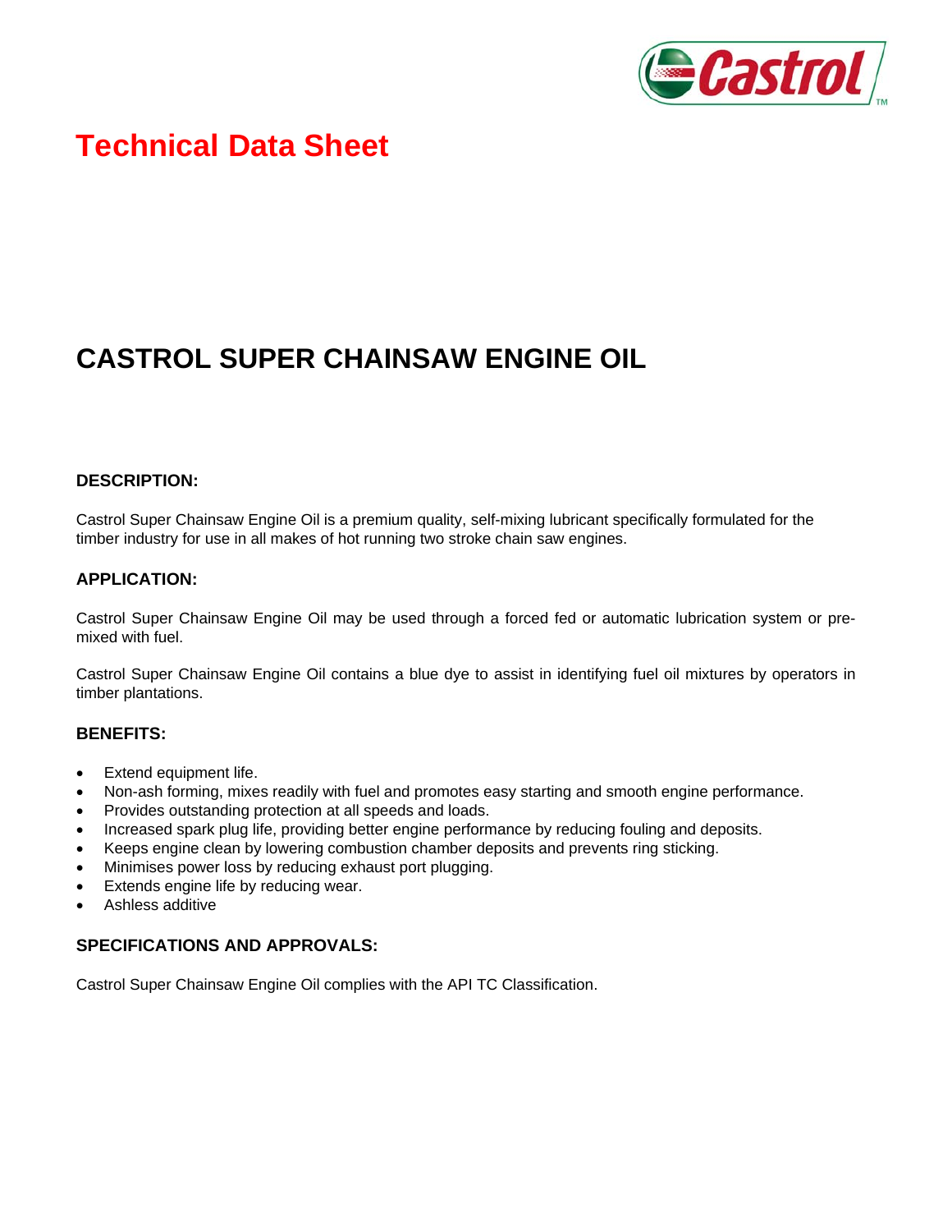# Technical Data Sheet

## CASTROL SUPER CHAINSAW ENGINE OIL

### DESCRIPTION:

Castrol Super Chainsaw Engine Oil is a premium quality, self-mixing lubricant specifically formulated for the timber industry for use in all makes of hot running two stroke chain saw engines.

### APPLICATION:

Castrol Super Chainsaw Engine Oil may be used through a forced fed or automatic lubrication system or pre-mixed with fuel.

Castrol Super Chainsaw Engine Oil contains a blue dye to assist in identifying fuel oil mixtures by operators in timber plantations.

### BENEFITS:

- Extend equipment life.
- Non-ash forming, mixes readily with fuel and promotes easy starting and smooth engine performance.
- Provides outstanding protection at all speeds and loads.
- Increased spark plug life, providing better engine performance by reducing fouling and deposits.
- Keeps engine clean by lowering combustion chamber deposits and prevents ring sticking.
- Minimises power loss by reducing exhaust port plugging.
- Extends engine life by reducing wear.
- Ashless additive

### SPECIFICATIONS AND APPROVALS:

Castrol Super Chainsaw Engine Oil complies with the API TC Classification.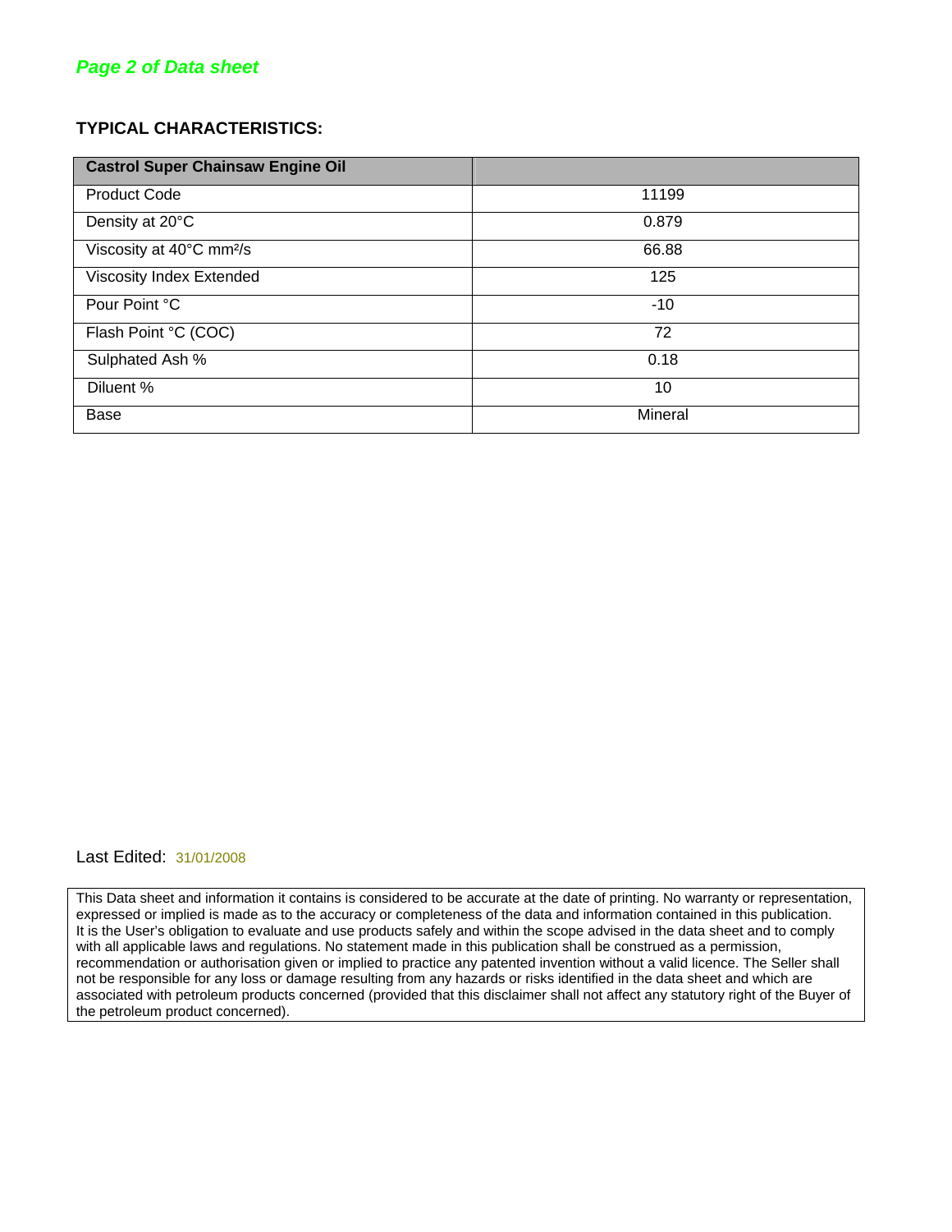## TYPICAL CHARACTERISTICS:

| Castrol Super Chainsaw Engine Oil | |
|---|---|
| Product Code | 11199 |
| Density at 20°C | 0.879 |
| Viscosity at 40°C mm²/s | 66.88 |
| Viscosity Index Extended | 125 |
| Pour Point °C | -10 |
| Flash Point °C (COC) | 72 |
| Sulphated Ash % | 0.18 |
| Diluent % | 10 |
| Base | Mineral |

Last Edited: 31/01/2008

This Data sheet and information it contains is considered to be accurate at the date of printing. No warranty or representation, expressed or implied is made as to the accuracy or completeness of the data and information contained in this publication. It is the User's obligation to evaluate and use products safely and within the scope advised in the data sheet and to comply with all applicable laws and regulations. No statement made in this publication shall be construed as a permission, recommendation or authorisation given or implied to practice any patented invention without a valid licence. The Seller shall not be responsible for any loss or damage resulting from any hazards or risks identified in the data sheet and which are associated with petroleum products concerned (provided that this disclaimer shall not affect any statutory right of the Buyer of the petroleum product concerned).